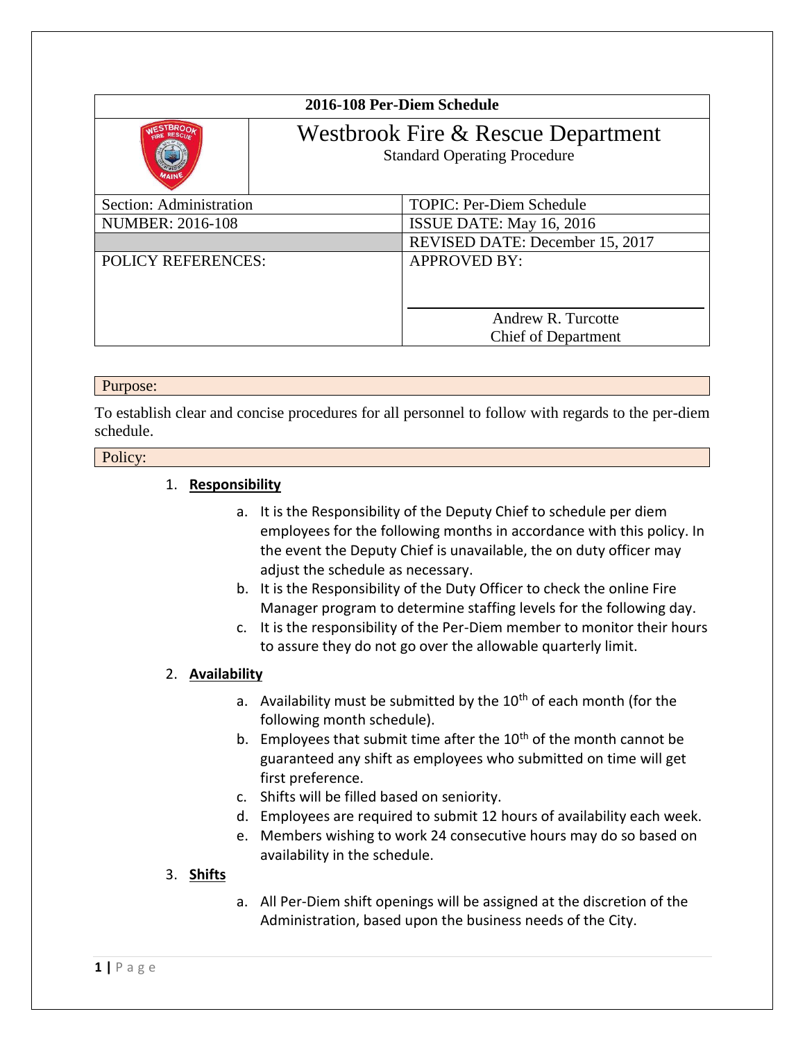| 2016-108 Per-Diem Schedule | |
|---|---|
| | **Westbrook Fire & Rescue Department**<br>Standard Operating Procedure |
| Section: Administration | TOPIC: Per-Diem Schedule |
| NUMBER: 2016-108 | ISSUE DATE: May 16, 2016 |
| | REVISED DATE: December 15, 2017 |
| POLICY REFERENCES: | APPROVED BY:<br><br>Andrew R. Turcotte<br>Chief of Department |

## Purpose:

To establish clear and concise procedures for all personnel to follow with regards to the per-diem schedule.

## Policy:

1. **Responsibility**
   a. It is the Responsibility of the Deputy Chief to schedule per diem employees for the following months in accordance with this policy. In the event the Deputy Chief is unavailable, the on duty officer may adjust the schedule as necessary.
   b. It is the Responsibility of the Duty Officer to check the online Fire Manager program to determine staffing levels for the following day.
   c. It is the responsibility of the Per-Diem member to monitor their hours to assure they do not go over the allowable quarterly limit.

2. **Availability**
   a. Availability must be submitted by the 10th of each month (for the following month schedule).
   b. Employees that submit time after the 10th of the month cannot be guaranteed any shift as employees who submitted on time will get first preference.
   c. Shifts will be filled based on seniority.
   d. Employees are required to submit 12 hours of availability each week.
   e. Members wishing to work 24 consecutive hours may do so based on availability in the schedule.

3. **Shifts**
   a. All Per-Diem shift openings will be assigned at the discretion of the Administration, based upon the business needs of the City.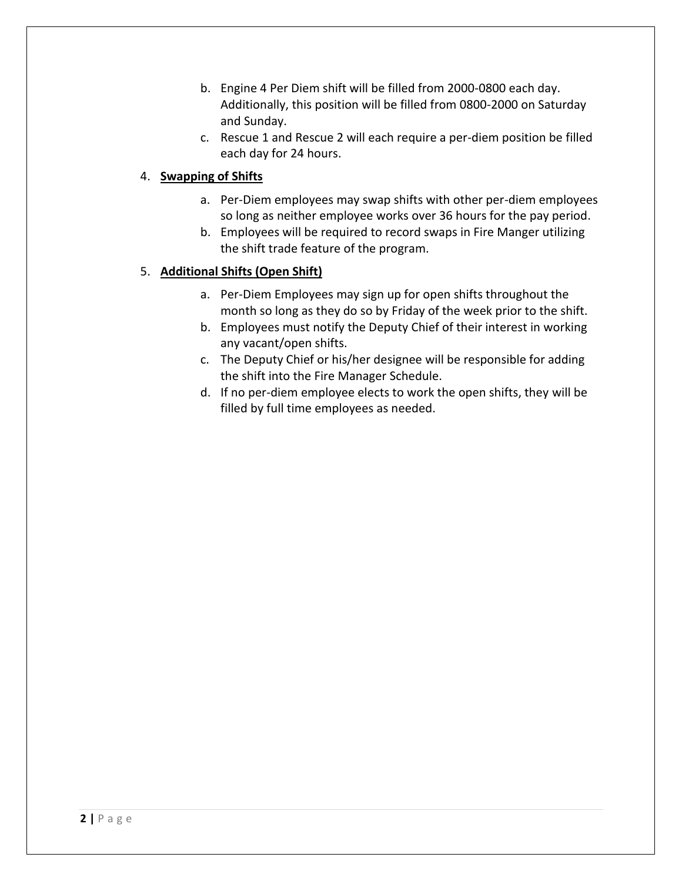b. Engine 4 Per Diem shift will be filled from 2000-0800 each day. Additionally, this position will be filled from 0800-2000 on Saturday and Sunday.
c. Rescue 1 and Rescue 2 will each require a per-diem position be filled each day for 24 hours.

4. **Swapping of Shifts**
   a. Per-Diem employees may swap shifts with other per-diem employees so long as neither employee works over 36 hours for the pay period.
   b. Employees will be required to record swaps in Fire Manger utilizing the shift trade feature of the program.

5. **Additional Shifts (Open Shift)**
   a. Per-Diem Employees may sign up for open shifts throughout the month so long as they do so by Friday of the week prior to the shift.
   b. Employees must notify the Deputy Chief of their interest in working any vacant/open shifts.
   c. The Deputy Chief or his/her designee will be responsible for adding the shift into the Fire Manager Schedule.
   d. If no per-diem employee elects to work the open shifts, they will be filled by full time employees as needed.